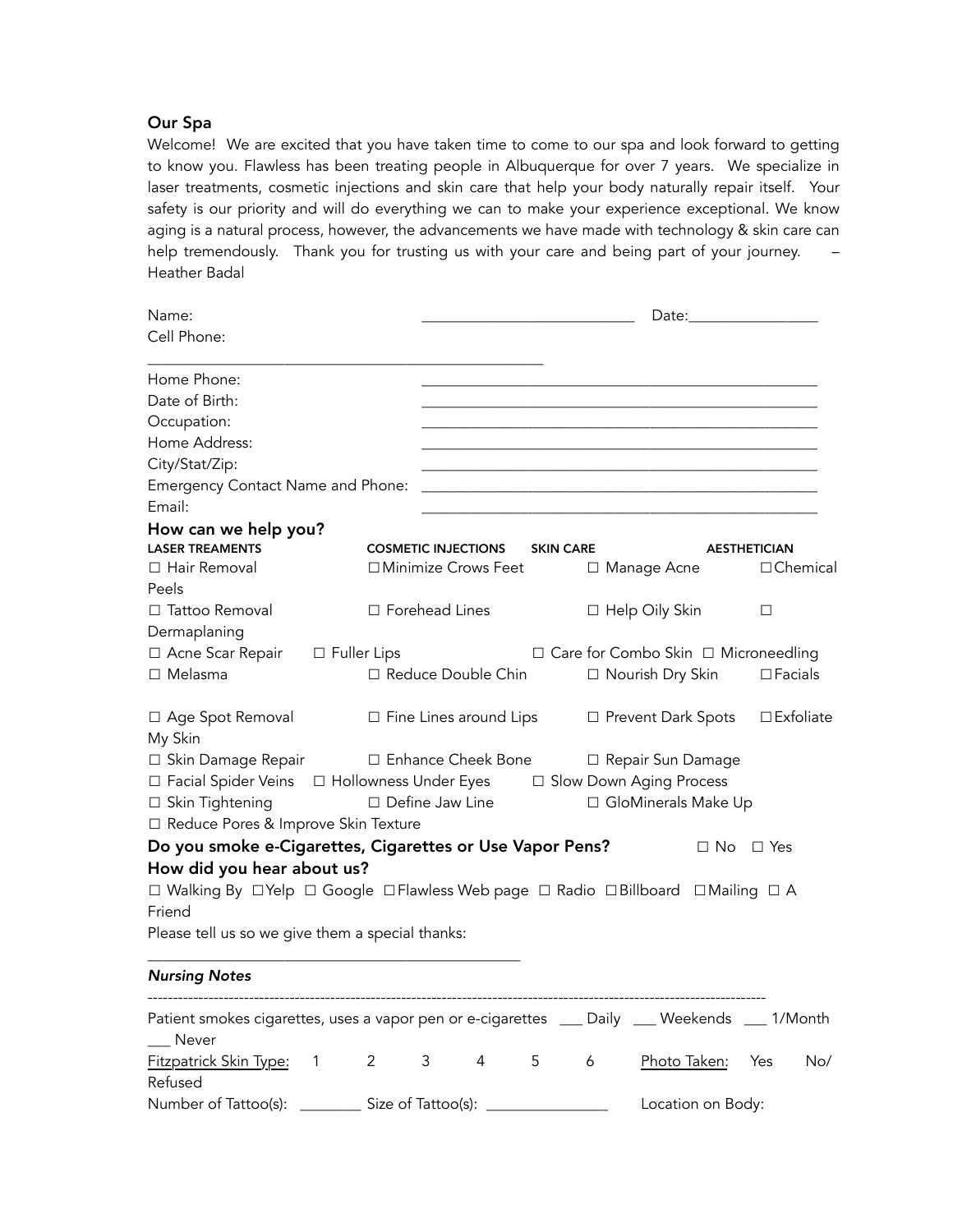## Our Spa

Welcome! We are excited that you have taken time to come to our spa and look forward to getting to know you. Flawless has been treating people in Albuquerque for over 7 years. We specialize in laser treatments, cosmetic injections and skin care that help your body naturally repair itself. Your safety is our priority and will do everything we can to make your experience exceptional. We know aging is a natural process, however, the advancements we have made with technology & skin care can help tremendously. Thank you for trusting us with your care and being part of your journey. – Heather Badal

Name: ___________________________ Date:_________________

Cell Phone: ___________________________________________________

Home Phone: ___________________________________________________

Date of Birth: ___________________________________________________

Occupation: ___________________________________________________

Home Address: ___________________________________________________

City/Stat/Zip: ___________________________________________________

Emergency Contact Name and Phone: ___________________________________________________

Email: ___________________________________________________

### How can we help you?

| LASER TREAMENTS | COSMETIC INJECTIONS | SKIN CARE | AESTHETICIAN |
|---|---|---|---|
| ☐ Hair Removal | ☐ Minimize Crows Feet | ☐ Manage Acne | ☐ Chemical Peels |
| ☐ Tattoo Removal | ☐ Forehead Lines | ☐ Help Oily Skin | ☐ Dermaplaning |
| ☐ Acne Scar Repair | ☐ Fuller Lips | ☐ Care for Combo Skin | ☐ Microneedling |
| ☐ Melasma | ☐ Reduce Double Chin | ☐ Nourish Dry Skin | ☐ Facials |
| ☐ Age Spot Removal | ☐ Fine Lines around Lips | ☐ Prevent Dark Spots | ☐ Exfoliate My Skin |
| ☐ Skin Damage Repair | ☐ Enhance Cheek Bone | ☐ Repair Sun Damage | |
| ☐ Facial Spider Veins | ☐ Hollowness Under Eyes | ☐ Slow Down Aging Process | |
| ☐ Skin Tightening | ☐ Define Jaw Line | ☐ GloMinerals Make Up | |
| ☐ Reduce Pores & Improve Skin Texture | | | |

### Do you smoke e-Cigarettes, Cigarettes or Use Vapor Pens? ☐ No ☐ Yes

### How did you hear about us?

☐ Walking By ☐ Yelp ☐ Google ☐ Flawless Web page ☐ Radio ☐ Billboard ☐ Mailing ☐ A Friend

Please tell us so we give them a special thanks: _______________________________________________

*Nursing Notes*

---

Patient smokes cigarettes, uses a vapor pen or e-cigarettes ___ Daily ___ Weekends ___ 1/Month ___ Never

Fitzpatrick Skin Type: 1 2 3 4 5 6 Photo Taken: Yes No/ Refused

Number of Tattoo(s): ________ Size of Tattoo(s): _______________ Location on Body: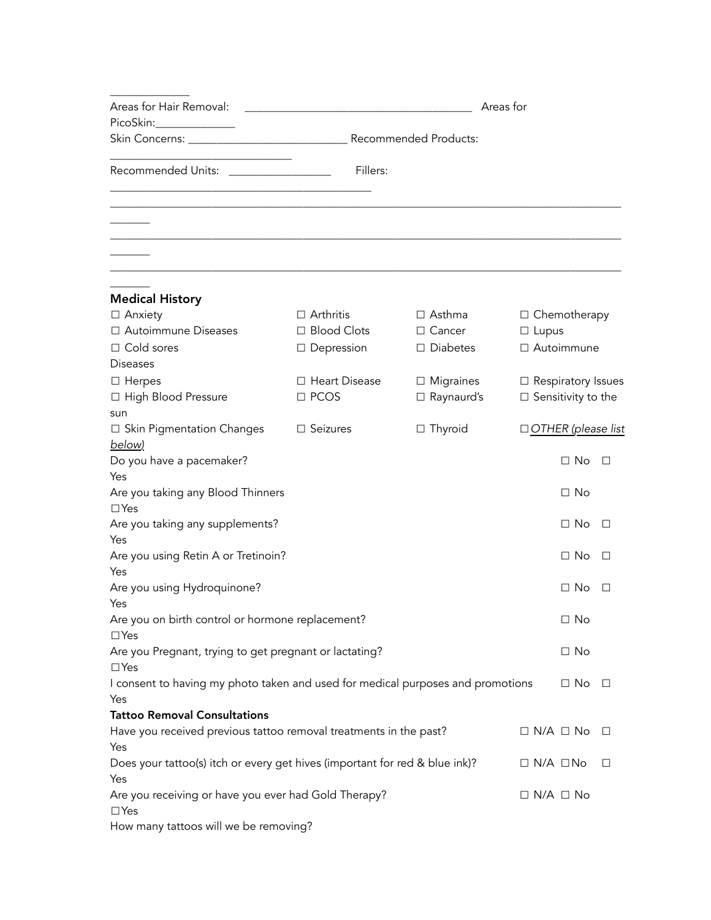_____________

Areas for Hair Removal: _______________________________________ Areas for PicoSkin:______________

Skin Concerns: ___________________________ Recommended Products: _______________________________

Recommended Units: _________________ Fillers: _____________________________________________

_______________________________________________________________________________________________

_______________________________________________________________________________________________

_______________________________________________________________________________________________

**Medical History**

| | | | |
|---|---|---|---|
| ☐ Anxiety | ☐ Arthritis | ☐ Asthma | ☐ Chemotherapy |
| ☐ Autoimmune Diseases | ☐ Blood Clots | ☐ Cancer | ☐ Lupus |
| ☐ Cold sores | ☐ Depression | ☐ Diabetes | ☐ Autoimmune Diseases |
| ☐ Herpes | ☐ Heart Disease | ☐ Migraines | ☐ Respiratory Issues |
| ☐ High Blood Pressure | ☐ PCOS | ☐ Raynaud's | ☐ Sensitivity to the sun |
| ☐ Skin Pigmentation Changes | ☐ Seizures | ☐ Thyroid | ☐ *OTHER (please list below)* |

Do you have a pacemaker? ☐ No ☐ Yes

Are you taking any Blood Thinners ☐ No ☐Yes

Are you taking any supplements? ☐ No ☐ Yes

Are you using Retin A or Tretinoin? ☐ No ☐ Yes

Are you using Hydroquinone? ☐ No ☐ Yes

Are you on birth control or hormone replacement? ☐ No ☐Yes

Are you Pregnant, trying to get pregnant or lactating? ☐ No ☐Yes

I consent to having my photo taken and used for medical purposes and promotions ☐ No ☐ Yes

**Tattoo Removal Consultations**

Have you received previous tattoo removal treatments in the past? ☐ N/A ☐ No ☐ Yes

Does your tattoo(s) itch or every get hives (important for red & blue ink)? ☐ N/A ☐No ☐ Yes

Are you receiving or have you ever had Gold Therapy? ☐ N/A ☐ No ☐Yes

How many tattoos will we be removing?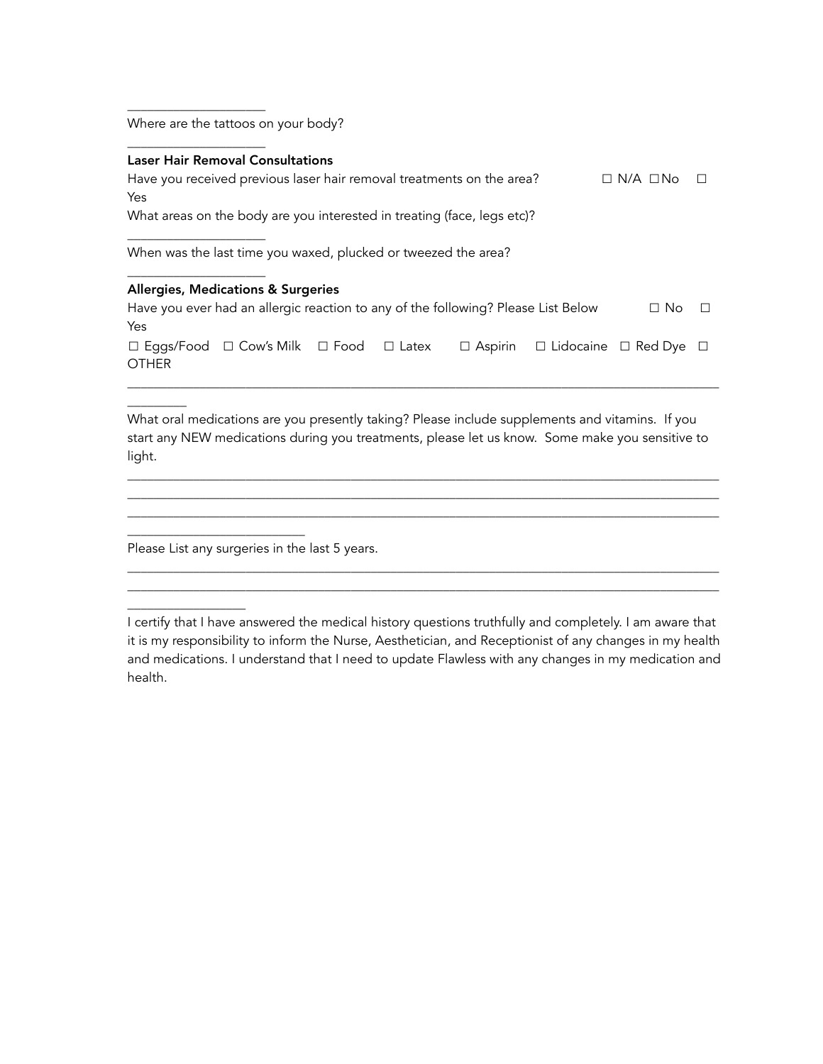____________________

Where are the tattoos on your body?

____________________

**Laser Hair Removal Consultations**

Have you received previous laser hair removal treatments on the area? ☐ N/A ☐No ☐ Yes

What areas on the body are you interested in treating (face, legs etc)?

____________________

When was the last time you waxed, plucked or tweezed the area?

____________________

**Allergies, Medications & Surgeries**

Have you ever had an allergic reaction to any of the following? Please List Below ☐ No ☐ Yes

☐ Eggs/Food ☐ Cow's Milk ☐ Food ☐ Latex ☐ Aspirin ☐ Lidocaine ☐ Red Dye ☐ OTHER

________________________________________________________________________________________

What oral medications are you presently taking? Please include supplements and vitamins. If you start any NEW medications during you treatments, please let us know. Some make you sensitive to light.

________________________________________________________________________________________
________________________________________________________________________________________
________________________________________________________________________________________

Please List any surgeries in the last 5 years.

________________________________________________________________________________________
________________________________________________________________________________________

I certify that I have answered the medical history questions truthfully and completely. I am aware that it is my responsibility to inform the Nurse, Aesthetician, and Receptionist of any changes in my health and medications. I understand that I need to update Flawless with any changes in my medication and health.